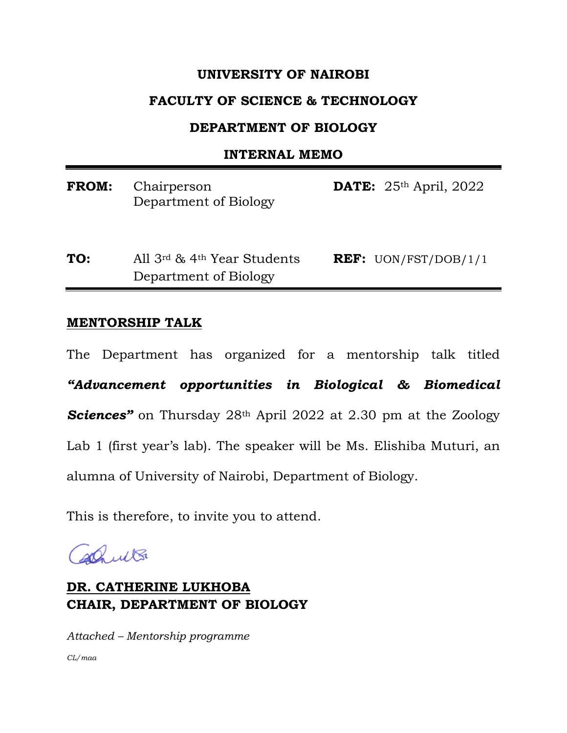# UNIVERSITY OF NAIROBI

## FACULTY OF SCIENCE & TECHNOLOGY

## DEPARTMENT OF BIOLOGY

### INTERNAL MEMO

| | | | |
|---|---|---|---|
| **FROM:** | Chairperson<br>Department of Biology | **DATE:** | 25th April, 2022 |
| **TO:** | All 3rd & 4th Year Students<br>Department of Biology | **REF:** | UON/FST/DOB/1/1 |

**MENTORSHIP TALK**

The Department has organized for a mentorship talk titled ***"Advancement opportunities in Biological & Biomedical Sciences"*** on Thursday 28th April 2022 at 2.30 pm at the Zoology Lab 1 (first year's lab). The speaker will be Ms. Elishiba Muturi, an alumna of University of Nairobi, Department of Biology.

This is therefore, to invite you to attend.

**DR. CATHERINE LUKHOBA**
**CHAIR, DEPARTMENT OF BIOLOGY**

*Attached – Mentorship programme*

*CL/maa*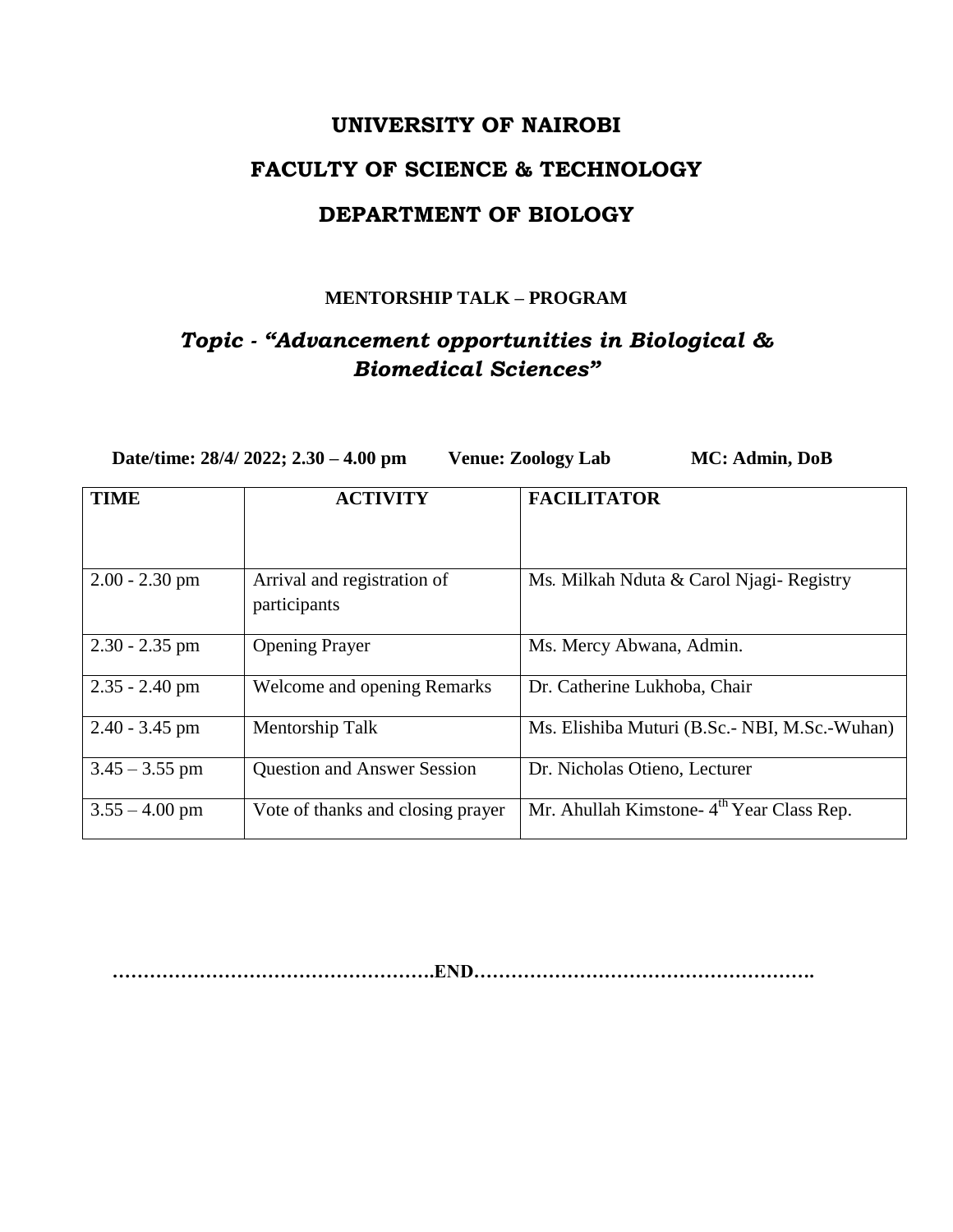# UNIVERSITY OF NAIROBI

# FACULTY OF SCIENCE & TECHNOLOGY

# DEPARTMENT OF BIOLOGY

**MENTORSHIP TALK – PROGRAM**

## *Topic - "Advancement opportunities in Biological & Biomedical Sciences"*

**Date/time: 28/4/ 2022; 2.30 – 4.00 pm    Venue: Zoology Lab    MC: Admin, DoB**

| TIME | ACTIVITY | FACILITATOR |
|---|---|---|
| 2.00 - 2.30 pm | Arrival and registration of participants | Ms. Milkah Nduta & Carol Njagi- Registry |
| 2.30 - 2.35 pm | Opening Prayer | Ms. Mercy Abwana, Admin. |
| 2.35 - 2.40 pm | Welcome and opening Remarks | Dr. Catherine Lukhoba, Chair |
| 2.40 - 3.45 pm | Mentorship Talk | Ms. Elishiba Muturi (B.Sc.- NBI, M.Sc.-Wuhan) |
| 3.45 – 3.55 pm | Question and Answer Session | Dr. Nicholas Otieno, Lecturer |
| 3.55 – 4.00 pm | Vote of thanks and closing prayer | Mr. Ahullah Kimstone- 4th Year Class Rep. |

**…………………………………………….END……………………………………………….**